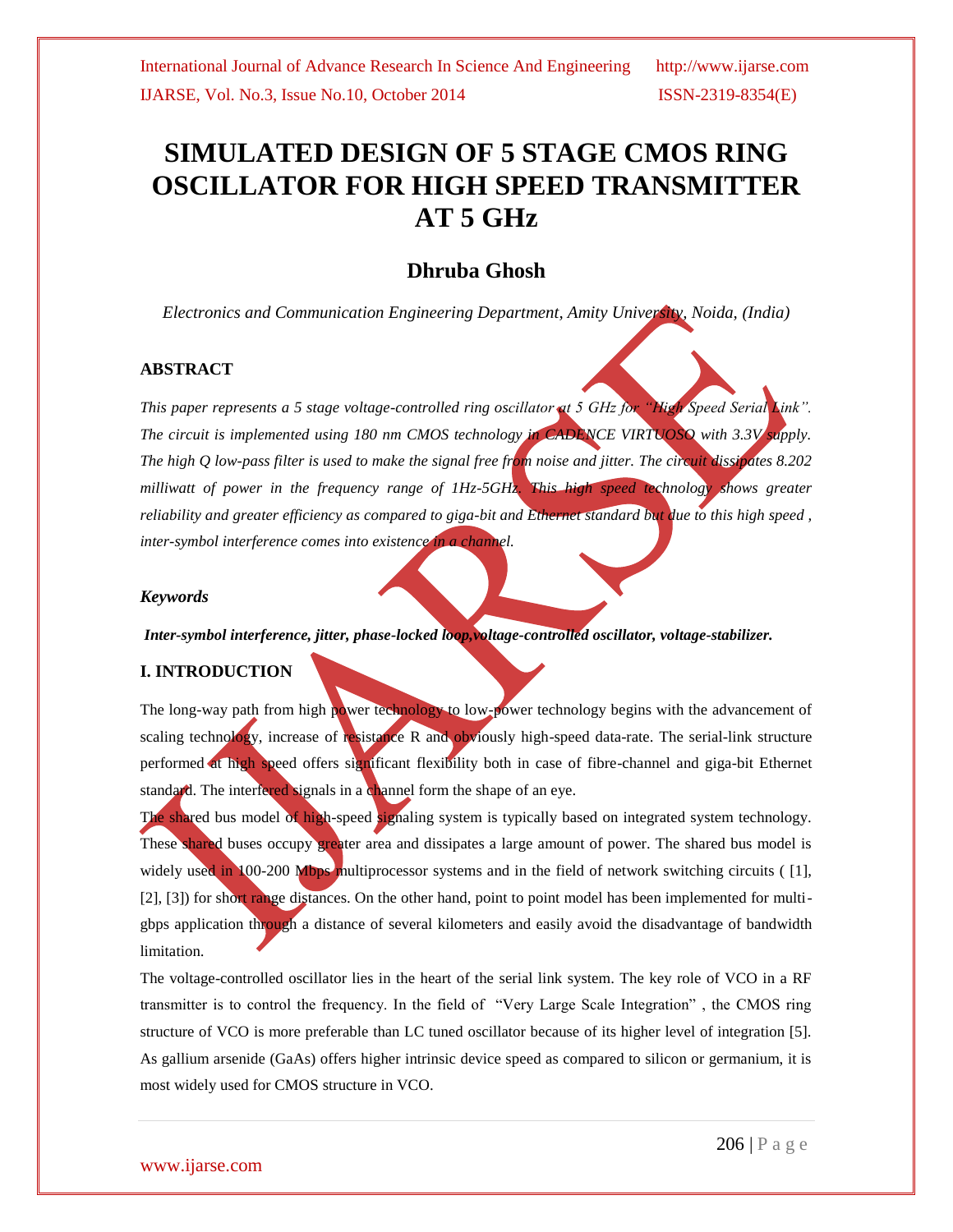# SIMULATED DESIGN OF 5 STAGE CMOS RING OSCILLATOR FOR HIGH SPEED TRANSMITTER AT 5 GHz

## Dhruba Ghosh

*Electronics and Communication Engineering Department, Amity University, Noida, (India)*

### ABSTRACT

*This paper represents a 5 stage voltage-controlled ring oscillator at 5 GHz for "High Speed Serial Link". The circuit is implemented using 180 nm CMOS technology in CADENCE VIRTUOSO with 3.3V supply. The high Q low-pass filter is used to make the signal free from noise and jitter. The circuit dissipates 8.202 milliwatt of power in the frequency range of 1Hz-5GHz. This high speed technology shows greater reliability and greater efficiency as compared to giga-bit and Ethernet standard but due to this high speed , inter-symbol interference comes into existence in a channel.*

### *Keywords*

***Inter-symbol interference, jitter, phase-locked loop,voltage-controlled oscillator, voltage-stabilizer.***

### I. INTRODUCTION

The long-way path from high power technology to low-power technology begins with the advancement of scaling technology, increase of resistance R and obviously high-speed data-rate. The serial-link structure performed at high speed offers significant flexibility both in case of fibre-channel and giga-bit Ethernet standard. The interfered signals in a channel form the shape of an eye.

The shared bus model of high-speed signaling system is typically based on integrated system technology. These shared buses occupy greater area and dissipates a large amount of power. The shared bus model is widely used in 100-200 Mbps multiprocessor systems and in the field of network switching circuits ( [1], [2], [3]) for short range distances. On the other hand, point to point model has been implemented for multi-gbps application through a distance of several kilometers and easily avoid the disadvantage of bandwidth limitation.

The voltage-controlled oscillator lies in the heart of the serial link system. The key role of VCO in a RF transmitter is to control the frequency. In the field of "Very Large Scale Integration" , the CMOS ring structure of VCO is more preferable than LC tuned oscillator because of its higher level of integration [5]. As gallium arsenide (GaAs) offers higher intrinsic device speed as compared to silicon or germanium, it is most widely used for CMOS structure in VCO.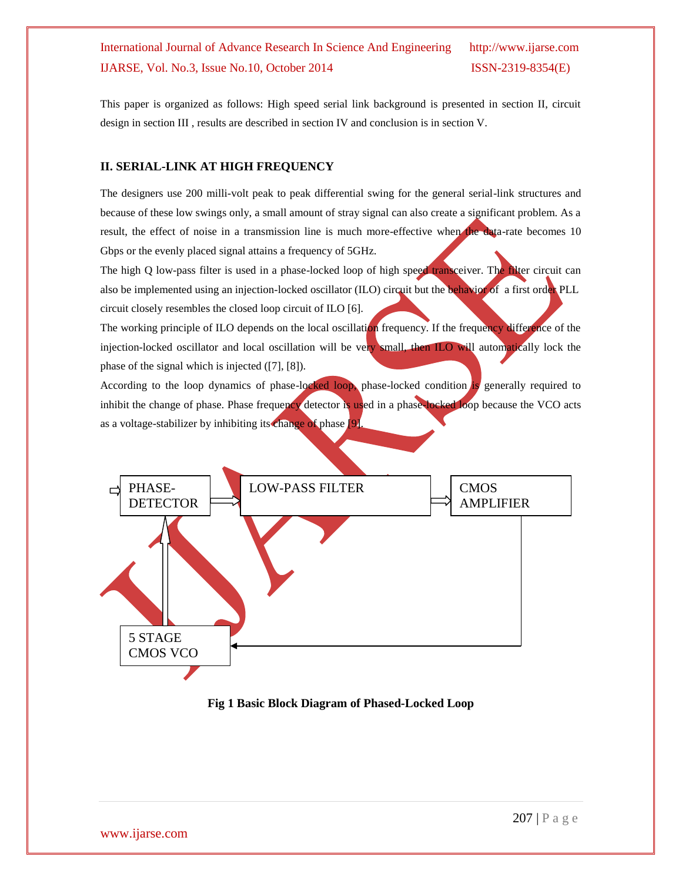This paper is organized as follows: High speed serial link background is presented in section II, circuit design in section III , results are described in section IV and conclusion is in section V.

## II. SERIAL-LINK AT HIGH FREQUENCY

The designers use 200 milli-volt peak to peak differential swing for the general serial-link structures and because of these low swings only, a small amount of stray signal can also create a significant problem. As a result, the effect of noise in a transmission line is much more-effective when the data-rate becomes 10 Gbps or the evenly placed signal attains a frequency of 5GHz.

The high Q low-pass filter is used in a phase-locked loop of high speed transceiver. The filter circuit can also be implemented using an injection-locked oscillator (ILO) circuit but the behavior of a first order PLL circuit closely resembles the closed loop circuit of ILO [6].

The working principle of ILO depends on the local oscillation frequency. If the frequency difference of the injection-locked oscillator and local oscillation will be very small, then ILO will automatically lock the phase of the signal which is injected ([7], [8]).

According to the loop dynamics of phase-locked loop, phase-locked condition is generally required to inhibit the change of phase. Phase frequency detector is used in a phase-locked loop because the VCO acts as a voltage-stabilizer by inhibiting its change of phase [9].

PHASE-DETECTOR → LOW-PASS FILTER → CMOS AMPLIFIER → 5 STAGE CMOS VCO → PHASE-DETECTOR

**Fig 1 Basic Block Diagram of Phased-Locked Loop**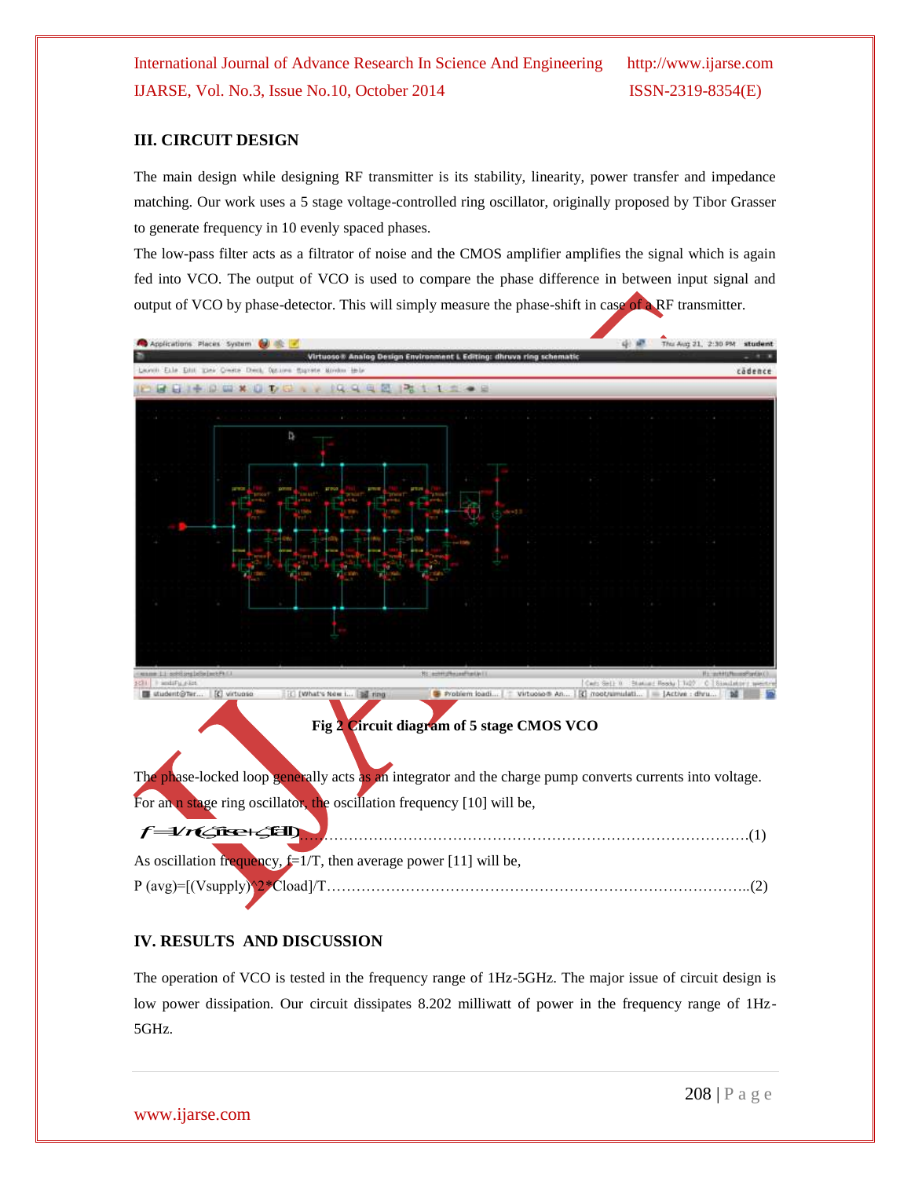## III. CIRCUIT DESIGN

The main design while designing RF transmitter is its stability, linearity, power transfer and impedance matching. Our work uses a 5 stage voltage-controlled ring oscillator, originally proposed by Tibor Grasser to generate frequency in 10 evenly spaced phases.

The low-pass filter acts as a filtrator of noise and the CMOS amplifier amplifies the signal which is again fed into VCO. The output of VCO is used to compare the phase difference in between input signal and output of VCO by phase-detector. This will simply measure the phase-shift in case of a RF transmitter.

**Fig 2 Circuit diagram of 5 stage CMOS VCO**

The phase-locked loop generally acts as an integrator and the charge pump converts currents into voltage. For an n stage ring oscillator, the oscillation frequency [10] will be,

$$f = 1/n(\zeta rise + \zeta fall) \quad \text{.......(1)}$$

As oscillation frequency, f=1/T, then average power [11] will be,

$$P(avg) = [(Vsupply)^2 * Cload]/T \quad \text{.......(2)}$$

## IV. RESULTS AND DISCUSSION

The operation of VCO is tested in the frequency range of 1Hz-5GHz. The major issue of circuit design is low power dissipation. Our circuit dissipates 8.202 milliwatt of power in the frequency range of 1Hz-5GHz.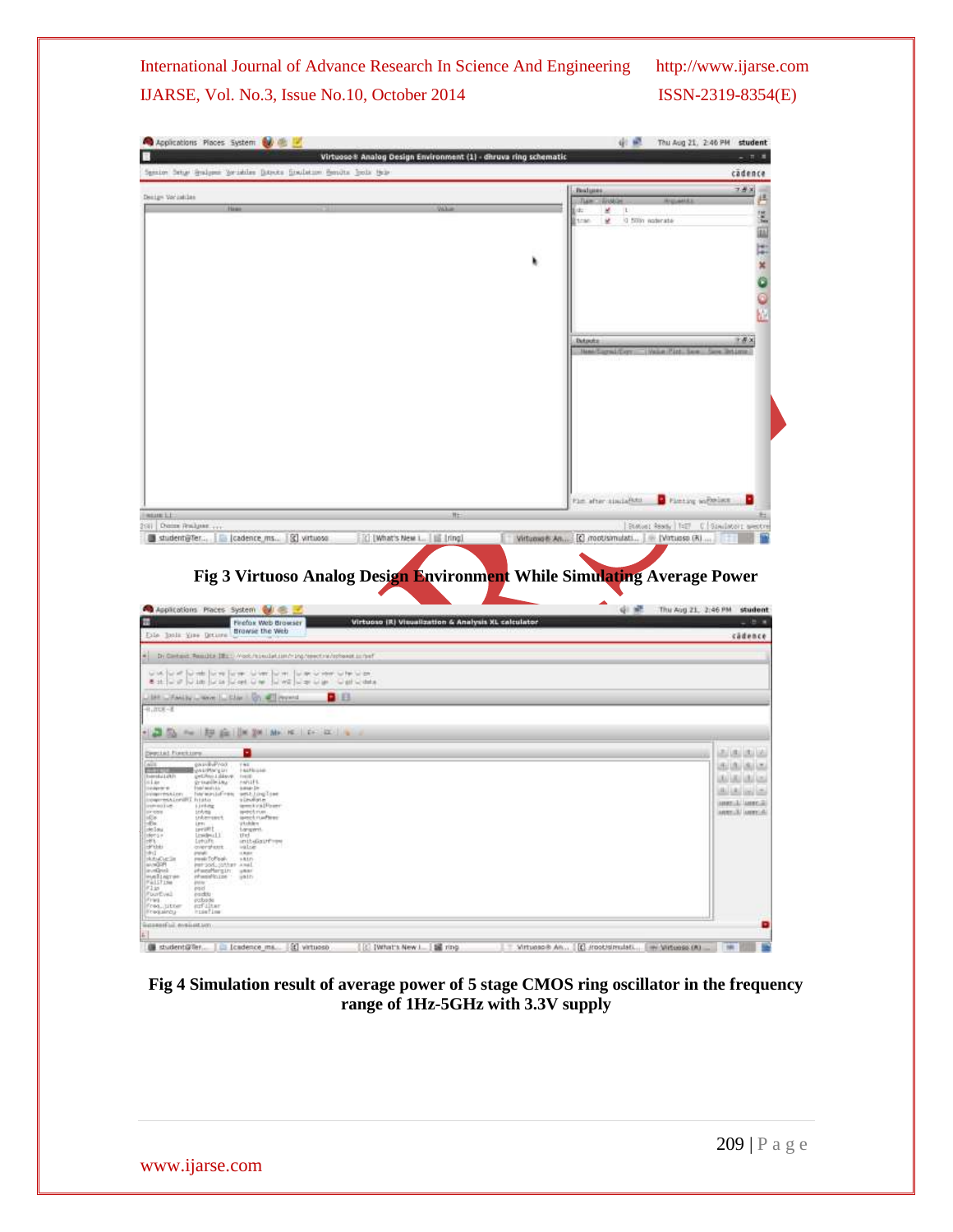Fig 3 Virtuoso Analog Design Environment While Simulating Average Power

Fig 4 Simulation result of average power of 5 stage CMOS ring oscillator in the frequency range of 1Hz-5GHz with 3.3V supply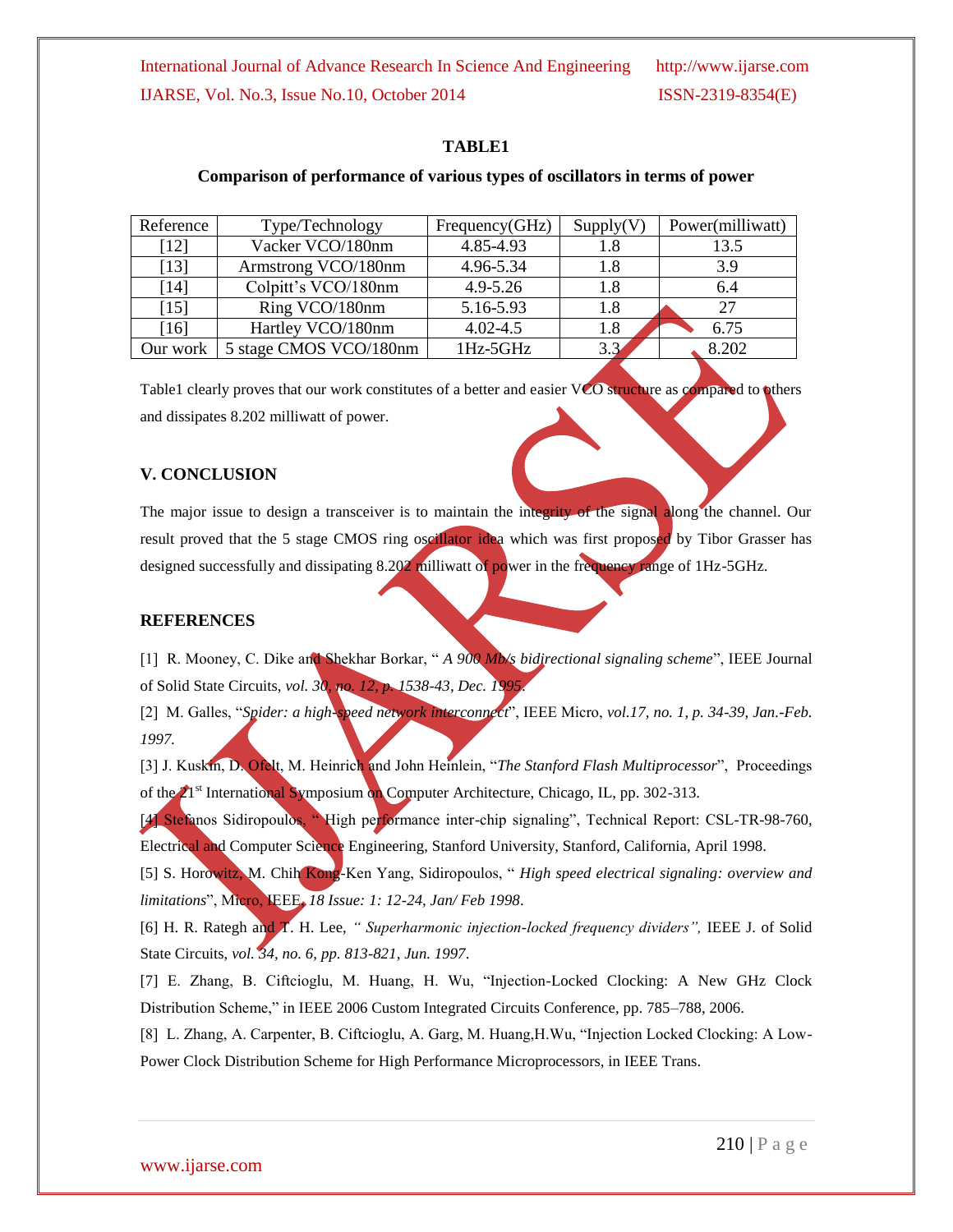**TABLE1**

**Comparison of performance of various types of oscillators in terms of power**

| Reference | Type/Technology | Frequency(GHz) | Supply(V) | Power(milliwatt) |
|---|---|---|---|---|
| [12] | Vacker VCO/180nm | 4.85-4.93 | 1.8 | 13.5 |
| [13] | Armstrong VCO/180nm | 4.96-5.34 | 1.8 | 3.9 |
| [14] | Colpitt's VCO/180nm | 4.9-5.26 | 1.8 | 6.4 |
| [15] | Ring VCO/180nm | 5.16-5.93 | 1.8 | 27 |
| [16] | Hartley VCO/180nm | 4.02-4.5 | 1.8 | 6.75 |
| Our work | 5 stage CMOS VCO/180nm | 1Hz-5GHz | 3.3 | 8.202 |

Table1 clearly proves that our work constitutes of a better and easier VCO structure as compared to others and dissipates 8.202 milliwatt of power.

## V. CONCLUSION

The major issue to design a transceiver is to maintain the integrity of the signal along the channel. Our result proved that the 5 stage CMOS ring oscillator idea which was first proposed by Tibor Grasser has designed successfully and dissipating 8.202 milliwatt of power in the frequency range of 1Hz-5GHz.

## REFERENCES

[1] R. Mooney, C. Dike and Shekhar Borkar, " *A 900 Mb/s bidirectional signaling scheme*", IEEE Journal of Solid State Circuits, *vol. 30, no. 12, p. 1538-43, Dec. 1995*.

[2] M. Galles, "*Spider: a high-speed network interconnect*", IEEE Micro, *vol.17, no. 1, p. 34-39, Jan.-Feb. 1997*.

[3] J. Kuskin, D. Ofelt, M. Heinrich and John Heinlein, "*The Stanford Flash Multiprocessor*", Proceedings of the 21st International Symposium on Computer Architecture, Chicago, IL, pp. 302-313.

[4] Stefanos Sidiropoulos, " High performance inter-chip signaling", Technical Report: CSL-TR-98-760, Electrical and Computer Science Engineering, Stanford University, Stanford, California, April 1998.

[5] S. Horowitz, M. Chih Kong-Ken Yang, Sidiropoulos, " *High speed electrical signaling: overview and limitations*", Micro, IEEE, *18 Issue: 1: 12-24, Jan/ Feb 1998*.

[6] H. R. Rategh and T. H. Lee, *" Superharmonic injection-locked frequency dividers",* IEEE J. of Solid State Circuits, *vol. 34, no. 6, pp. 813-821, Jun. 1997*.

[7] E. Zhang, B. Ciftcioglu, M. Huang, H. Wu, "Injection-Locked Clocking: A New GHz Clock Distribution Scheme," in IEEE 2006 Custom Integrated Circuits Conference, pp. 785–788, 2006.

[8] L. Zhang, A. Carpenter, B. Ciftcioglu, A. Garg, M. Huang,H.Wu, "Injection Locked Clocking: A Low-Power Clock Distribution Scheme for High Performance Microprocessors, in IEEE Trans.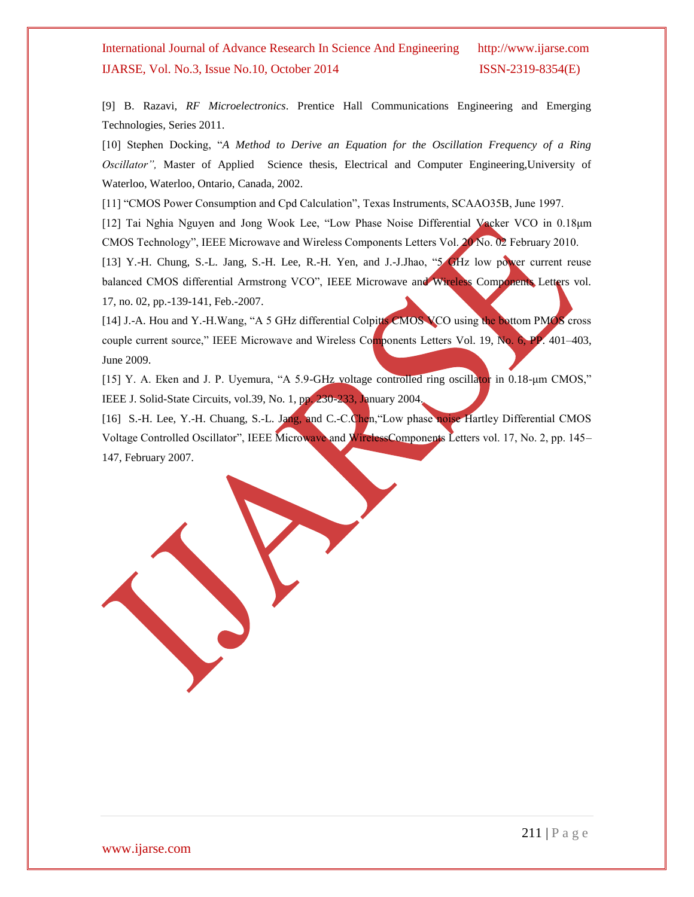[9] B. Razavi, *RF Microelectronics*. Prentice Hall Communications Engineering and Emerging Technologies, Series 2011.

[10] Stephen Docking, "*A Method to Derive an Equation for the Oscillation Frequency of a Ring Oscillator",* Master of Applied Science thesis, Electrical and Computer Engineering,University of Waterloo, Waterloo, Ontario, Canada, 2002.

[11] "CMOS Power Consumption and Cpd Calculation", Texas Instruments, SCAAO35B, June 1997.

[12] Tai Nghia Nguyen and Jong Wook Lee, "Low Phase Noise Differential Vacker VCO in 0.18μm CMOS Technology", IEEE Microwave and Wireless Components Letters Vol. 20 No. 02 February 2010.

[13] Y.-H. Chung, S.-L. Jang, S.-H. Lee, R.-H. Yen, and J.-J.Jhao, "5 GHz low power current reuse balanced CMOS differential Armstrong VCO", IEEE Microwave and Wireless Components Letters vol. 17, no. 02, pp.-139-141, Feb.-2007.

[14] J.-A. Hou and Y.-H.Wang, "A 5 GHz differential Colpitts CMOS VCO using the bottom PMOS cross couple current source," IEEE Microwave and Wireless Components Letters Vol. 19, No. 6, PP. 401–403, June 2009.

[15] Y. A. Eken and J. P. Uyemura, "A 5.9-GHz voltage controlled ring oscillator in 0.18-μm CMOS," IEEE J. Solid-State Circuits, vol.39, No. 1, pp. 230-233, January 2004.

[16] S.-H. Lee, Y.-H. Chuang, S.-L. Jang, and C.-C.Chen,"Low phase noise Hartley Differential CMOS Voltage Controlled Oscillator", IEEE Microwave and WirelessComponents Letters vol. 17, No. 2, pp. 145–147, February 2007.